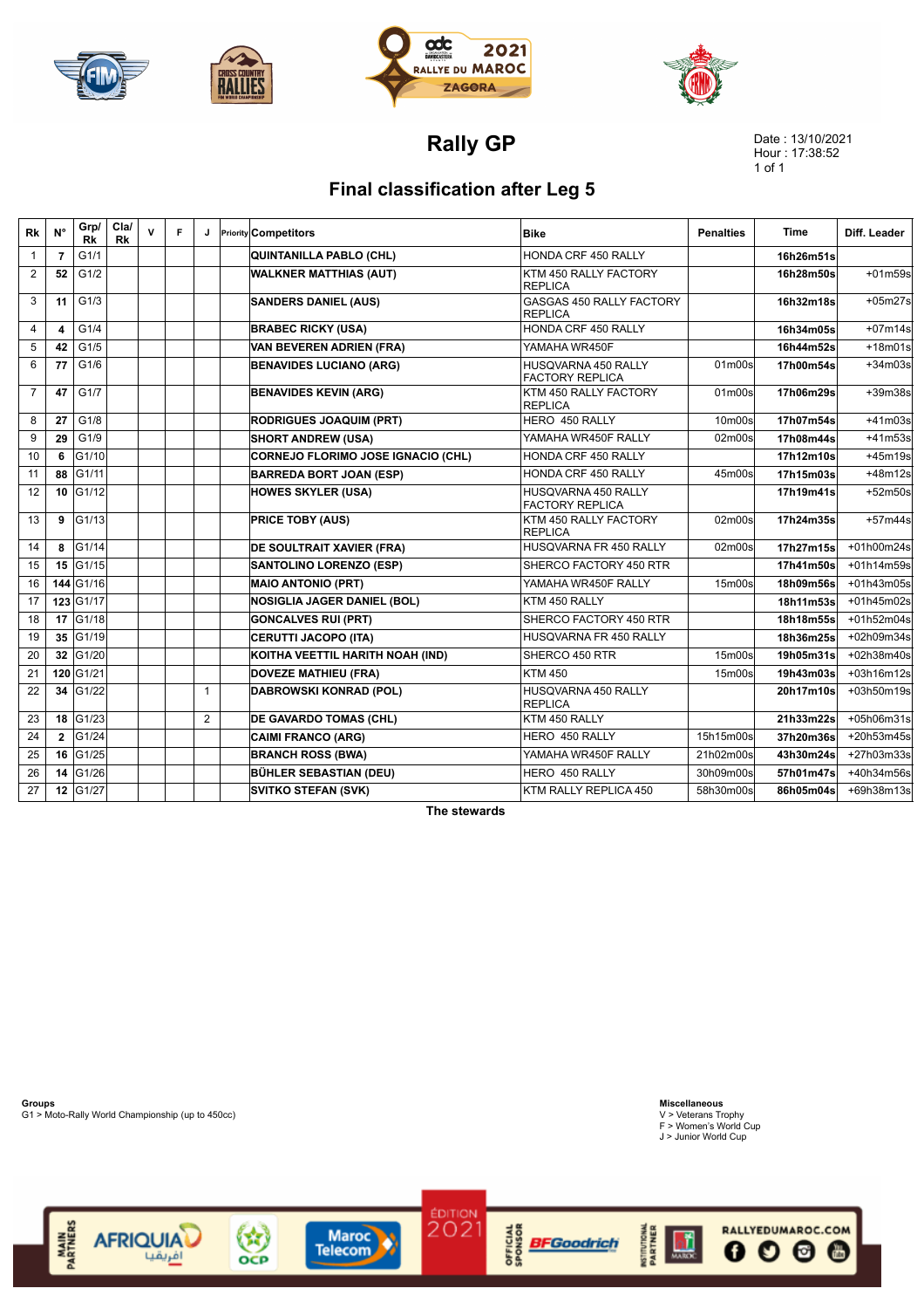# Rally GP

Date : 13/10/2021
Hour : 17:38:52

## Final classification after Leg 5

| Rk | N° | Grp/ Rk | Cla/ Rk | V | F | J | Priority | Competitors | Bike | Penalties | Time | Diff. Leader |
|---|---|---|---|---|---|---|---|---|---|---|---|---|
| 1 | 7 | G1/1 | | | | | | QUINTANILLA PABLO (CHL) | HONDA CRF 450 RALLY | | 16h26m51s | |
| 2 | 52 | G1/2 | | | | | | WALKNER MATTHIAS (AUT) | KTM 450 RALLY FACTORY REPLICA | | 16h28m50s | +01m59s |
| 3 | 11 | G1/3 | | | | | | SANDERS DANIEL (AUS) | GASGAS 450 RALLY FACTORY REPLICA | | 16h32m18s | +05m27s |
| 4 | 4 | G1/4 | | | | | | BRABEC RICKY (USA) | HONDA CRF 450 RALLY | | 16h34m05s | +07m14s |
| 5 | 42 | G1/5 | | | | | | VAN BEVEREN ADRIEN (FRA) | YAMAHA WR450F | | 16h44m52s | +18m01s |
| 6 | 77 | G1/6 | | | | | | BENAVIDES LUCIANO (ARG) | HUSQVARNA 450 RALLY FACTORY REPLICA | 01m00s | 17h00m54s | +34m03s |
| 7 | 47 | G1/7 | | | | | | BENAVIDES KEVIN (ARG) | KTM 450 RALLY FACTORY REPLICA | 01m00s | 17h06m29s | +39m38s |
| 8 | 27 | G1/8 | | | | | | RODRIGUES JOAQUIM (PRT) | HERO 450 RALLY | 10m00s | 17h07m54s | +41m03s |
| 9 | 29 | G1/9 | | | | | | SHORT ANDREW (USA) | YAMAHA WR450F RALLY | 02m00s | 17h08m44s | +41m53s |
| 10 | 6 | G1/10 | | | | | | CORNEJO FLORIMO JOSE IGNACIO (CHL) | HONDA CRF 450 RALLY | | 17h12m10s | +45m19s |
| 11 | 88 | G1/11 | | | | | | BARREDA BORT JOAN (ESP) | HONDA CRF 450 RALLY | 45m00s | 17h15m03s | +48m12s |
| 12 | 10 | G1/12 | | | | | | HOWES SKYLER (USA) | HUSQVARNA 450 RALLY FACTORY REPLICA | | 17h19m41s | +52m50s |
| 13 | 9 | G1/13 | | | | | | PRICE TOBY (AUS) | KTM 450 RALLY FACTORY REPLICA | 02m00s | 17h24m35s | +57m44s |
| 14 | 8 | G1/14 | | | | | | DE SOULTRAIT XAVIER (FRA) | HUSQVARNA FR 450 RALLY | 02m00s | 17h27m15s | +01h00m24s |
| 15 | 15 | G1/15 | | | | | | SANTOLINO LORENZO (ESP) | SHERCO FACTORY 450 RTR | | 17h41m50s | +01h14m59s |
| 16 | 144 | G1/16 | | | | | | MAIO ANTONIO (PRT) | YAMAHA WR450F RALLY | 15m00s | 18h09m56s | +01h43m05s |
| 17 | 123 | G1/17 | | | | | | NOSIGLIA JAGER DANIEL (BOL) | KTM 450 RALLY | | 18h11m53s | +01h45m02s |
| 18 | 17 | G1/18 | | | | | | GONCALVES RUI (PRT) | SHERCO FACTORY 450 RTR | | 18h18m55s | +01h52m04s |
| 19 | 35 | G1/19 | | | | | | CERUTTI JACOPO (ITA) | HUSQVARNA FR 450 RALLY | | 18h36m25s | +02h09m34s |
| 20 | 32 | G1/20 | | | | | | KOITHA VEETTIL HARITH NOAH (IND) | SHERCO 450 RTR | 15m00s | 19h05m31s | +02h38m40s |
| 21 | 120 | G1/21 | | | | | | DOVEZE MATHIEU (FRA) | KTM 450 | 15m00s | 19h43m03s | +03h16m12s |
| 22 | 34 | G1/22 | | | | 1 | | DABROWSKI KONRAD (POL) | HUSQVARNA 450 RALLY REPLICA | | 20h17m10s | +03h50m19s |
| 23 | 18 | G1/23 | | | | 2 | | DE GAVARDO TOMAS (CHL) | KTM 450 RALLY | | 21h33m22s | +05h06m31s |
| 24 | 2 | G1/24 | | | | | | CAIMI FRANCO (ARG) | HERO 450 RALLY | 15h15m00s | 37h20m36s | +20h53m45s |
| 25 | 16 | G1/25 | | | | | | BRANCH ROSS (BWA) | YAMAHA WR450F RALLY | 21h02m00s | 43h30m24s | +27h03m33s |
| 26 | 14 | G1/26 | | | | | | BÜHLER SEBASTIAN (DEU) | HERO 450 RALLY | 30h09m00s | 57h01m47s | +40h34m56s |
| 27 | 12 | G1/27 | | | | | | SVITKO STEFAN (SVK) | KTM RALLY REPLICA 450 | 58h30m00s | 86h05m04s | +69h38m13s |

**The stewards**

**Groups**
G1 > Moto-Rally World Championship (up to 450cc)

**Miscellaneous**
V > Veterans Trophy
F > Women's World Cup
J > Junior World Cup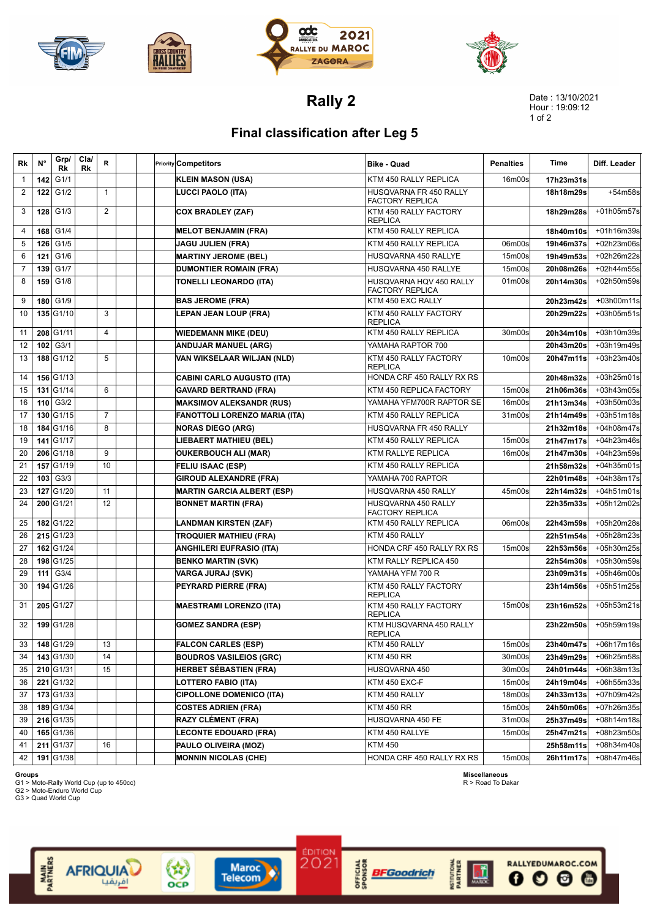# Rally 2

Date : 13/10/2021
Hour : 19:09:12

## Final classification after Leg 5

| Rk | N° | Grp/ Rk | Cla/ Rk | R | | | Priority | Competitors | Bike - Quad | Penalties | Time | Diff. Leader |
|---|---|---|---|---|---|---|---|---|---|---|---|---|
| 1 | 142 | G1/1 | | | | | | KLEIN MASON (USA) | KTM 450 RALLY REPLICA | 16m00s | 17h23m31s | |
| 2 | 122 | G1/2 | | 1 | | | | LUCCI PAOLO (ITA) | HUSQVARNA FR 450 RALLY FACTORY REPLICA | | 18h18m29s | +54m58s |
| 3 | 128 | G1/3 | | 2 | | | | COX BRADLEY (ZAF) | KTM 450 RALLY FACTORY REPLICA | | 18h29m28s | +01h05m57s |
| 4 | 168 | G1/4 | | | | | | MELOT BENJAMIN (FRA) | KTM 450 RALLY REPLICA | | 18h40m10s | +01h16m39s |
| 5 | 126 | G1/5 | | | | | | JAGU JULIEN (FRA) | KTM 450 RALLY REPLICA | 06m00s | 19h46m37s | +02h23m06s |
| 6 | 121 | G1/6 | | | | | | MARTINY JEROME (BEL) | HUSQVARNA 450 RALLYE | 15m00s | 19h49m53s | +02h26m22s |
| 7 | 139 | G1/7 | | | | | | DUMONTIER ROMAIN (FRA) | HUSQVARNA 450 RALLYE | 15m00s | 20h08m26s | +02h44m55s |
| 8 | 159 | G1/8 | | | | | | TONELLI LEONARDO (ITA) | HUSQVARNA HQV 450 RALLY FACTORY REPLICA | 01m00s | 20h14m30s | +02h50m59s |
| 9 | 180 | G1/9 | | | | | | BAS JEROME (FRA) | KTM 450 EXC RALLY | | 20h23m42s | +03h00m11s |
| 10 | 135 | G1/10 | | 3 | | | | LEPAN JEAN LOUP (FRA) | KTM 450 RALLY FACTORY REPLICA | | 20h29m22s | +03h05m51s |
| 11 | 208 | G1/11 | | 4 | | | | WIEDEMANN MIKE (DEU) | KTM 450 RALLY REPLICA | 30m00s | 20h34m10s | +03h10m39s |
| 12 | 102 | G3/1 | | | | | | ANDUJAR MANUEL (ARG) | YAMAHA RAPTOR 700 | | 20h43m20s | +03h19m49s |
| 13 | 188 | G1/12 | | 5 | | | | VAN WIKSELAAR WILJAN (NLD) | KTM 450 RALLY FACTORY REPLICA | 10m00s | 20h47m11s | +03h23m40s |
| 14 | 156 | G1/13 | | | | | | CABINI CARLO AUGUSTO (ITA) | HONDA CRF 450 RALLY RX RS | | 20h48m32s | +03h25m01s |
| 15 | 131 | G1/14 | | 6 | | | | GAVARD BERTRAND (FRA) | KTM 450 REPLICA FACTORY | 15m00s | 21h06m36s | +03h43m05s |
| 16 | 110 | G3/2 | | | | | | MAKSIMOV ALEKSANDR (RUS) | YAMAHA YFM700R RAPTOR SE | 16m00s | 21h13m34s | +03h50m03s |
| 17 | 130 | G1/15 | | 7 | | | | FANOTTOLI LORENZO MARIA (ITA) | KTM 450 RALLY REPLICA | 31m00s | 21h14m49s | +03h51m18s |
| 18 | 184 | G1/16 | | 8 | | | | NORAS DIEGO (ARG) | HUSQVARNA FR 450 RALLY | | 21h32m18s | +04h08m47s |
| 19 | 141 | G1/17 | | | | | | LIEBAERT MATHIEU (BEL) | KTM 450 RALLY REPLICA | 15m00s | 21h47m17s | +04h23m46s |
| 20 | 206 | G1/18 | | 9 | | | | OUKERBOUCH ALI (MAR) | KTM RALLYE REPLICA | 16m00s | 21h47m30s | +04h23m59s |
| 21 | 157 | G1/19 | | 10 | | | | FELIU ISAAC (ESP) | KTM 450 RALLY REPLICA | | 21h58m32s | +04h35m01s |
| 22 | 103 | G3/3 | | | | | | GIROUD ALEXANDRE (FRA) | YAMAHA 700 RAPTOR | | 22h01m48s | +04h38m17s |
| 23 | 127 | G1/20 | | 11 | | | | MARTIN GARCIA ALBERT (ESP) | HUSQVARNA 450 RALLY | 45m00s | 22h14m32s | +04h51m01s |
| 24 | 200 | G1/21 | | 12 | | | | BONNET MARTIN (FRA) | HUSQVARNA 450 RALLY FACTORY REPLICA | | 22h35m33s | +05h12m02s |
| 25 | 182 | G1/22 | | | | | | LANDMAN KIRSTEN (ZAF) | KTM 450 RALLY REPLICA | 06m00s | 22h43m59s | +05h20m28s |
| 26 | 215 | G1/23 | | | | | | TROQUIER MATHIEU (FRA) | KTM 450 RALLY | | 22h51m54s | +05h28m23s |
| 27 | 162 | G1/24 | | | | | | ANGHILERI EUFRASIO (ITA) | HONDA CRF 450 RALLY RX RS | 15m00s | 22h53m56s | +05h30m25s |
| 28 | 198 | G1/25 | | | | | | BENKO MARTIN (SVK) | KTM RALLY REPLICA 450 | | 22h54m30s | +05h30m59s |
| 29 | 111 | G3/4 | | | | | | VARGA JURAJ (SVK) | YAMAHA YFM 700 R | | 23h09m31s | +05h46m00s |
| 30 | 194 | G1/26 | | | | | | PEYRARD PIERRE (FRA) | KTM 450 RALLY FACTORY REPLICA | | 23h14m56s | +05h51m25s |
| 31 | 205 | G1/27 | | | | | | MAESTRAMI LORENZO (ITA) | KTM 450 RALLY FACTORY REPLICA | 15m00s | 23h16m52s | +05h53m21s |
| 32 | 199 | G1/28 | | | | | | GOMEZ SANDRA (ESP) | KTM HUSQVARNA 450 RALLY REPLICA | | 23h22m50s | +05h59m19s |
| 33 | 148 | G1/29 | | 13 | | | | FALCON CARLES (ESP) | KTM 450 RALLY | 15m00s | 23h40m47s | +06h17m16s |
| 34 | 143 | G1/30 | | 14 | | | | BOUDROS VASILEIOS (GRC) | KTM 450 RR | 30m00s | 23h49m29s | +06h25m58s |
| 35 | 210 | G1/31 | | 15 | | | | HERBET SÉBASTIEN (FRA) | HUSQVARNA 450 | 30m00s | 24h01m44s | +06h38m13s |
| 36 | 221 | G1/32 | | | | | | LOTTERO FABIO (ITA) | KTM 450 EXC-F | 15m00s | 24h19m04s | +06h55m33s |
| 37 | 173 | G1/33 | | | | | | CIPOLLONE DOMENICO (ITA) | KTM 450 RALLY | 18m00s | 24h33m13s | +07h09m42s |
| 38 | 189 | G1/34 | | | | | | COSTES ADRIEN (FRA) | KTM 450 RR | 15m00s | 24h50m06s | +07h26m35s |
| 39 | 216 | G1/35 | | | | | | RAZY CLÉMENT (FRA) | HUSQVARNA 450 FE | 31m00s | 25h37m49s | +08h14m18s |
| 40 | 165 | G1/36 | | | | | | LECONTE EDOUARD (FRA) | KTM 450 RALLYE | 15m00s | 25h47m21s | +08h23m50s |
| 41 | 211 | G1/37 | | 16 | | | | PAULO OLIVEIRA (MOZ) | KTM 450 | | 25h58m11s | +08h34m40s |
| 42 | 191 | G1/38 | | | | | | MONNIN NICOLAS (CHE) | HONDA CRF 450 RALLY RX RS | 15m00s | 26h11m17s | +08h47m46s |

**Groups**
G1 > Moto-Rally World Cup (up to 450cc)
G2 > Moto-Enduro World Cup
G3 > Quad World Cup

**Miscellaneous**
R > Road To Dakar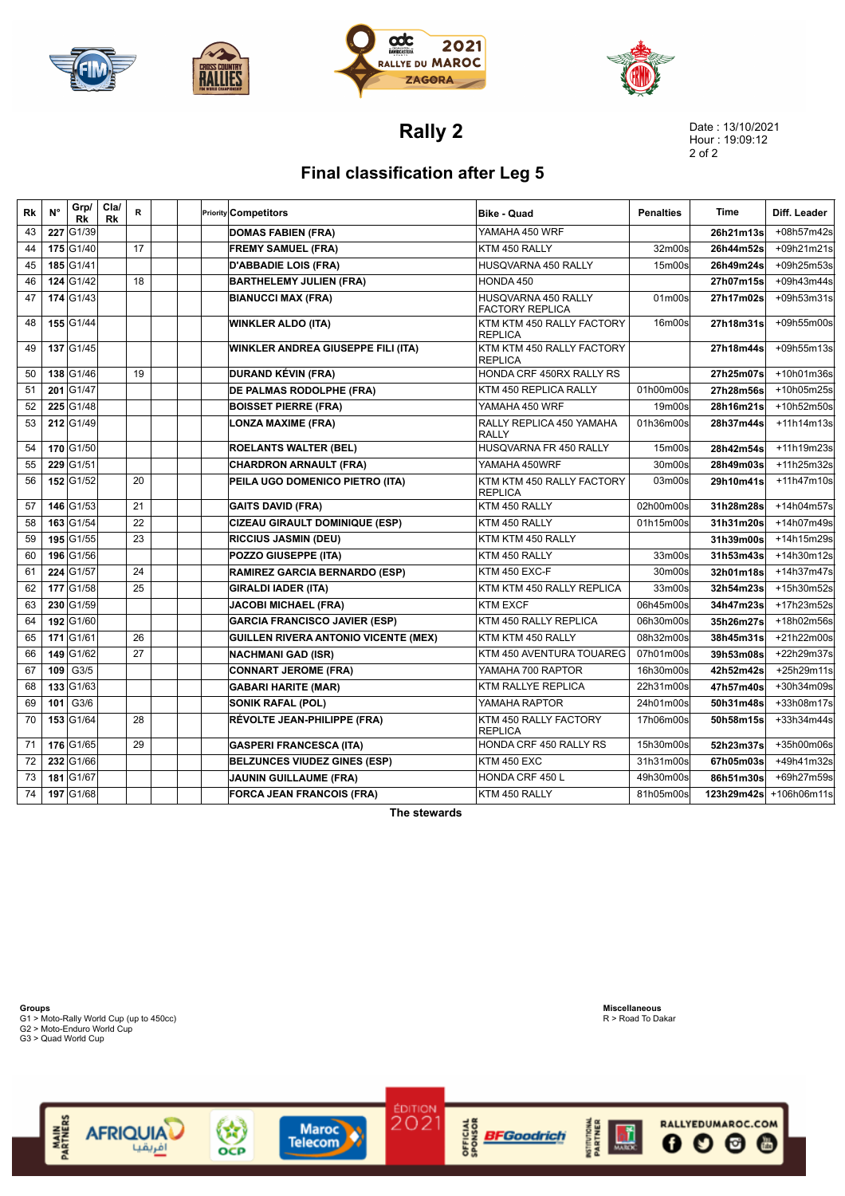# Rally 2

Date : 13/10/2021
Hour : 19:09:12

## Final classification after Leg 5

| Rk | N° | Grp/ Rk | Cla/ Rk | R | | | Priority | Competitors | Bike - Quad | Penalties | Time | Diff. Leader |
|---|---|---|---|---|---|---|---|---|---|---|---|---|
| 43 | 227 | G1/39 | | | | | | DOMAS FABIEN (FRA) | YAMAHA 450 WRF | | 26h21m13s | +08h57m42s |
| 44 | 175 | G1/40 | | 17 | | | | FREMY SAMUEL (FRA) | KTM 450 RALLY | 32m00s | 26h44m52s | +09h21m21s |
| 45 | 185 | G1/41 | | | | | | D'ABBADIE LOIS (FRA) | HUSQVARNA 450 RALLY | 15m00s | 26h49m24s | +09h25m53s |
| 46 | 124 | G1/42 | | 18 | | | | BARTHELEMY JULIEN (FRA) | HONDA 450 | | 27h07m15s | +09h43m44s |
| 47 | 174 | G1/43 | | | | | | BIANUCCI MAX (FRA) | HUSQVARNA 450 RALLY FACTORY REPLICA | 01m00s | 27h17m02s | +09h53m31s |
| 48 | 155 | G1/44 | | | | | | WINKLER ALDO (ITA) | KTM KTM 450 RALLY FACTORY REPLICA | 16m00s | 27h18m31s | +09h55m00s |
| 49 | 137 | G1/45 | | | | | | WINKLER ANDREA GIUSEPPE FILI (ITA) | KTM KTM 450 RALLY FACTORY REPLICA | | 27h18m44s | +09h55m13s |
| 50 | 138 | G1/46 | | 19 | | | | DURAND KÉVIN (FRA) | HONDA CRF 450RX RALLY RS | | 27h25m07s | +10h01m36s |
| 51 | 201 | G1/47 | | | | | | DE PALMAS RODOLPHE (FRA) | KTM 450 REPLICA RALLY | 01h00m00s | 27h28m56s | +10h05m25s |
| 52 | 225 | G1/48 | | | | | | BOISSET PIERRE (FRA) | YAMAHA 450 WRF | 19m00s | 28h16m21s | +10h52m50s |
| 53 | 212 | G1/49 | | | | | | LONZA MAXIME (FRA) | RALLY REPLICA 450 YAMAHA RALLY | 01h36m00s | 28h37m44s | +11h14m13s |
| 54 | 170 | G1/50 | | | | | | ROELANTS WALTER (BEL) | HUSQVARNA FR 450 RALLY | 15m00s | 28h42m54s | +11h19m23s |
| 55 | 229 | G1/51 | | | | | | CHARDRON ARNAULT (FRA) | YAMAHA 450WRF | 30m00s | 28h49m03s | +11h25m32s |
| 56 | 152 | G1/52 | | 20 | | | | PEILA UGO DOMENICO PIETRO (ITA) | KTM KTM 450 RALLY FACTORY REPLICA | 03m00s | 29h10m41s | +11h47m10s |
| 57 | 146 | G1/53 | | 21 | | | | GAITS DAVID (FRA) | KTM 450 RALLY | 02h00m00s | 31h28m28s | +14h04m57s |
| 58 | 163 | G1/54 | | 22 | | | | CIZEAU GIRAULT DOMINIQUE (ESP) | KTM 450 RALLY | 01h15m00s | 31h31m20s | +14h07m49s |
| 59 | 195 | G1/55 | | 23 | | | | RICCIUS JASMIN (DEU) | KTM KTM 450 RALLY | | 31h39m00s | +14h15m29s |
| 60 | 196 | G1/56 | | | | | | POZZO GIUSEPPE (ITA) | KTM 450 RALLY | 33m00s | 31h53m43s | +14h30m12s |
| 61 | 224 | G1/57 | | 24 | | | | RAMIREZ GARCIA BERNARDO (ESP) | KTM 450 EXC-F | 30m00s | 32h01m18s | +14h37m47s |
| 62 | 177 | G1/58 | | 25 | | | | GIRALDI IADER (ITA) | KTM KTM 450 RALLY REPLICA | 33m00s | 32h54m23s | +15h30m52s |
| 63 | 230 | G1/59 | | | | | | JACOBI MICHAEL (FRA) | KTM EXCF | 06h45m00s | 34h47m23s | +17h23m52s |
| 64 | 192 | G1/60 | | | | | | GARCIA FRANCISCO JAVIER (ESP) | KTM 450 RALLY REPLICA | 06h30m00s | 35h26m27s | +18h02m56s |
| 65 | 171 | G1/61 | | 26 | | | | GUILLEN RIVERA ANTONIO VICENTE (MEX) | KTM KTM 450 RALLY | 08h32m00s | 38h45m31s | +21h22m00s |
| 66 | 149 | G1/62 | | 27 | | | | NACHMANI GAD (ISR) | KTM 450 AVENTURA TOUAREG | 07h01m00s | 39h53m08s | +22h29m37s |
| 67 | 109 | G3/5 | | | | | | CONNART JEROME (FRA) | YAMAHA 700 RAPTOR | 16h30m00s | 42h52m42s | +25h29m11s |
| 68 | 133 | G1/63 | | | | | | GABARI HARITE (MAR) | KTM RALLYE REPLICA | 22h31m00s | 47h57m40s | +30h34m09s |
| 69 | 101 | G3/6 | | | | | | SONIK RAFAL (POL) | YAMAHA RAPTOR | 24h01m00s | 50h31m48s | +33h08m17s |
| 70 | 153 | G1/64 | | 28 | | | | RÉVOLTE JEAN-PHILIPPE (FRA) | KTM 450 RALLY FACTORY REPLICA | 17h06m00s | 50h58m15s | +33h34m44s |
| 71 | 176 | G1/65 | | 29 | | | | GASPERI FRANCESCA (ITA) | HONDA CRF 450 RALLY RS | 15h30m00s | 52h23m37s | +35h00m06s |
| 72 | 232 | G1/66 | | | | | | BELZUNCES VIUDEZ GINES (ESP) | KTM 450 EXC | 31h31m00s | 67h05m03s | +49h41m32s |
| 73 | 181 | G1/67 | | | | | | JAUNIN GUILLAUME (FRA) | HONDA CRF 450 L | 49h30m00s | 86h51m30s | +69h27m59s |
| 74 | 197 | G1/68 | | | | | | FORCA JEAN FRANCOIS (FRA) | KTM 450 RALLY | 81h05m00s | 123h29m42s | +106h06m11s |

**The stewards**

**Groups**
G1 > Moto-Rally World Cup (up to 450cc)
G2 > Moto-Enduro World Cup
G3 > Quad World Cup

**Miscellaneous**
R > Road To Dakar